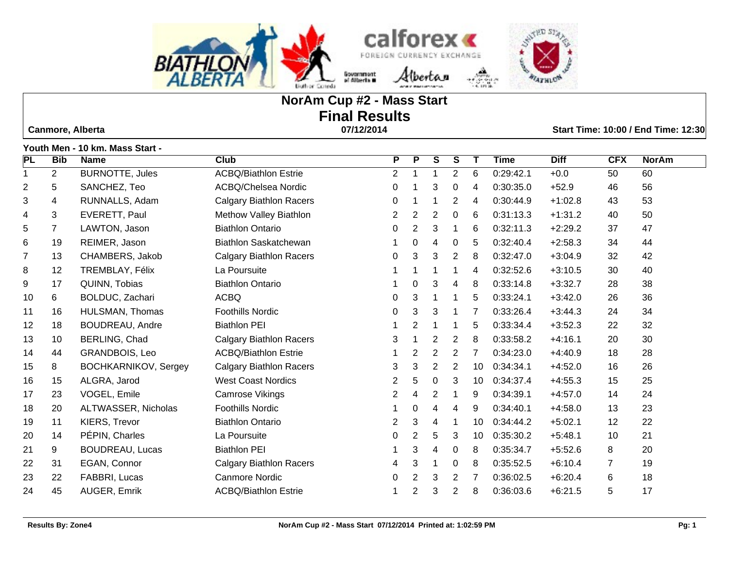# NorAm Cup #2 - Mass Start

# Final Results

**Canmore, Alberta** | **07/12/2014** | **Start Time: 10:00 / End Time: 12:30**

**Youth Men - 10 km. Mass Start -**

| PL | Bib | Name | Club | P | P | S | S | T | Time | Diff | CFX | NorAm |
|---|---|---|---|---|---|---|---|---|---|---|---|---|
| 1 | 2 | BURNOTTE, Jules | ACBQ/Biathlon Estrie | 2 | 1 | 1 | 2 | 6 | 0:29:42.1 | +0.0 | 50 | 60 |
| 2 | 5 | SANCHEZ, Teo | ACBQ/Chelsea Nordic | 0 | 1 | 3 | 0 | 4 | 0:30:35.0 | +52.9 | 46 | 56 |
| 3 | 4 | RUNNALLS, Adam | Calgary Biathlon Racers | 0 | 1 | 1 | 2 | 4 | 0:30:44.9 | +1:02.8 | 43 | 53 |
| 4 | 3 | EVERETT, Paul | Methow Valley Biathlon | 2 | 2 | 2 | 0 | 6 | 0:31:13.3 | +1:31.2 | 40 | 50 |
| 5 | 7 | LAWTON, Jason | Biathlon Ontario | 0 | 2 | 3 | 1 | 6 | 0:32:11.3 | +2:29.2 | 37 | 47 |
| 6 | 19 | REIMER, Jason | Biathlon Saskatchewan | 1 | 0 | 4 | 0 | 5 | 0:32:40.4 | +2:58.3 | 34 | 44 |
| 7 | 13 | CHAMBERS, Jakob | Calgary Biathlon Racers | 0 | 3 | 3 | 2 | 8 | 0:32:47.0 | +3:04.9 | 32 | 42 |
| 8 | 12 | TREMBLAY, Félix | La Poursuite | 1 | 1 | 1 | 1 | 4 | 0:32:52.6 | +3:10.5 | 30 | 40 |
| 9 | 17 | QUINN, Tobias | Biathlon Ontario | 1 | 0 | 3 | 4 | 8 | 0:33:14.8 | +3:32.7 | 28 | 38 |
| 10 | 6 | BOLDUC, Zachari | ACBQ | 0 | 3 | 1 | 1 | 5 | 0:33:24.1 | +3:42.0 | 26 | 36 |
| 11 | 16 | HULSMAN, Thomas | Foothills Nordic | 0 | 3 | 3 | 1 | 7 | 0:33:26.4 | +3:44.3 | 24 | 34 |
| 12 | 18 | BOUDREAU, Andre | Biathlon PEI | 1 | 2 | 1 | 1 | 5 | 0:33:34.4 | +3:52.3 | 22 | 32 |
| 13 | 10 | BERLING, Chad | Calgary Biathlon Racers | 3 | 1 | 2 | 2 | 8 | 0:33:58.2 | +4:16.1 | 20 | 30 |
| 14 | 44 | GRANDBOIS, Leo | ACBQ/Biathlon Estrie | 1 | 2 | 2 | 2 | 7 | 0:34:23.0 | +4:40.9 | 18 | 28 |
| 15 | 8 | BOCHKARNIKOV, Sergey | Calgary Biathlon Racers | 3 | 3 | 2 | 2 | 10 | 0:34:34.1 | +4:52.0 | 16 | 26 |
| 16 | 15 | ALGRA, Jarod | West Coast Nordics | 2 | 5 | 0 | 3 | 10 | 0:34:37.4 | +4:55.3 | 15 | 25 |
| 17 | 23 | VOGEL, Emile | Camrose Vikings | 2 | 4 | 2 | 1 | 9 | 0:34:39.1 | +4:57.0 | 14 | 24 |
| 18 | 20 | ALTWASSER, Nicholas | Foothills Nordic | 1 | 0 | 4 | 4 | 9 | 0:34:40.1 | +4:58.0 | 13 | 23 |
| 19 | 11 | KIERS, Trevor | Biathlon Ontario | 2 | 3 | 4 | 1 | 10 | 0:34:44.2 | +5:02.1 | 12 | 22 |
| 20 | 14 | PÉPIN, Charles | La Poursuite | 0 | 2 | 5 | 3 | 10 | 0:35:30.2 | +5:48.1 | 10 | 21 |
| 21 | 9 | BOUDREAU, Lucas | Biathlon PEI | 1 | 3 | 4 | 0 | 8 | 0:35:34.7 | +5:52.6 | 8 | 20 |
| 22 | 31 | EGAN, Connor | Calgary Biathlon Racers | 4 | 3 | 1 | 0 | 8 | 0:35:52.5 | +6:10.4 | 7 | 19 |
| 23 | 22 | FABBRI, Lucas | Canmore Nordic | 0 | 2 | 3 | 2 | 7 | 0:36:02.5 | +6:20.4 | 6 | 18 |
| 24 | 45 | AUGER, Emrik | ACBQ/Biathlon Estrie | 1 | 2 | 3 | 2 | 8 | 0:36:03.6 | +6:21.5 | 5 | 17 |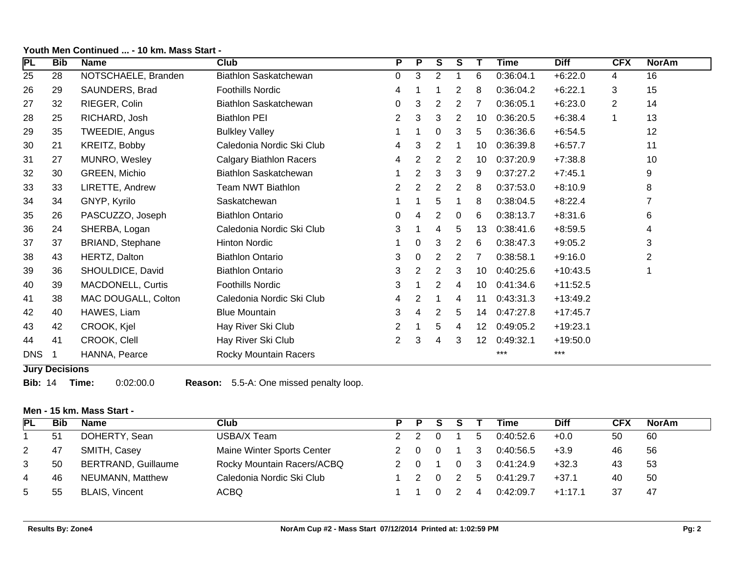**Youth Men Continued ... - 10 km. Mass Start -**

| PL | Bib | Name | Club | P | P | S | S | T | Time | Diff | CFX | NorAm |
|---|---|---|---|---|---|---|---|---|---|---|---|---|
| 25 | 28 | NOTSCHAELE, Branden | Biathlon Saskatchewan | 0 | 3 | 2 | 1 | 6 | 0:36:04.1 | +6:22.0 | 4 | 16 |
| 26 | 29 | SAUNDERS, Brad | Foothills Nordic | 4 | 1 | 1 | 2 | 8 | 0:36:04.2 | +6:22.1 | 3 | 15 |
| 27 | 32 | RIEGER, Colin | Biathlon Saskatchewan | 0 | 3 | 2 | 2 | 7 | 0:36:05.1 | +6:23.0 | 2 | 14 |
| 28 | 25 | RICHARD, Josh | Biathlon PEI | 2 | 3 | 3 | 2 | 10 | 0:36:20.5 | +6:38.4 | 1 | 13 |
| 29 | 35 | TWEEDIE, Angus | Bulkley Valley | 1 | 1 | 0 | 3 | 5 | 0:36:36.6 | +6:54.5 | | 12 |
| 30 | 21 | KREITZ, Bobby | Caledonia Nordic Ski Club | 4 | 3 | 2 | 1 | 10 | 0:36:39.8 | +6:57.7 | | 11 |
| 31 | 27 | MUNRO, Wesley | Calgary Biathlon Racers | 4 | 2 | 2 | 2 | 10 | 0:37:20.9 | +7:38.8 | | 10 |
| 32 | 30 | GREEN, Michio | Biathlon Saskatchewan | 1 | 2 | 3 | 3 | 9 | 0:37:27.2 | +7:45.1 | | 9 |
| 33 | 33 | LIRETTE, Andrew | Team NWT Biathlon | 2 | 2 | 2 | 2 | 8 | 0:37:53.0 | +8:10.9 | | 8 |
| 34 | 34 | GNYP, Kyrilo | Saskatchewan | 1 | 1 | 5 | 1 | 8 | 0:38:04.5 | +8:22.4 | | 7 |
| 35 | 26 | PASCUZZO, Joseph | Biathlon Ontario | 0 | 4 | 2 | 0 | 6 | 0:38:13.7 | +8:31.6 | | 6 |
| 36 | 24 | SHERBA, Logan | Caledonia Nordic Ski Club | 3 | 1 | 4 | 5 | 13 | 0:38:41.6 | +8:59.5 | | 4 |
| 37 | 37 | BRIAND, Stephane | Hinton Nordic | 1 | 0 | 3 | 2 | 6 | 0:38:47.3 | +9:05.2 | | 3 |
| 38 | 43 | HERTZ, Dalton | Biathlon Ontario | 3 | 0 | 2 | 2 | 7 | 0:38:58.1 | +9:16.0 | | 2 |
| 39 | 36 | SHOULDICE, David | Biathlon Ontario | 3 | 2 | 2 | 3 | 10 | 0:40:25.6 | +10:43.5 | | 1 |
| 40 | 39 | MACDONELL, Curtis | Foothills Nordic | 3 | 1 | 2 | 4 | 10 | 0:41:34.6 | +11:52.5 | | |
| 41 | 38 | MAC DOUGALL, Colton | Caledonia Nordic Ski Club | 4 | 2 | 1 | 4 | 11 | 0:43:31.3 | +13:49.2 | | |
| 42 | 40 | HAWES, Liam | Blue Mountain | 3 | 4 | 2 | 5 | 14 | 0:47:27.8 | +17:45.7 | | |
| 43 | 42 | CROOK, Kjel | Hay River Ski Club | 2 | 1 | 5 | 4 | 12 | 0:49:05.2 | +19:23.1 | | |
| 44 | 41 | CROOK, Clell | Hay River Ski Club | 2 | 3 | 4 | 3 | 12 | 0:49:32.1 | +19:50.0 | | |
| DNS | 1 | HANNA, Pearce | Rocky Mountain Racers | | | | | | *** | *** | | |

**Jury Decisions**

**Bib:** 14 **Time:** 0:02:00.0 **Reason:** 5.5-A: One missed penalty loop.

**Men - 15 km. Mass Start -**

| PL | Bib | Name | Club | P | P | S | S | T | Time | Diff | CFX | NorAm |
|---|---|---|---|---|---|---|---|---|---|---|---|---|
| 1 | 51 | DOHERTY, Sean | USBA/X Team | 2 | 2 | 0 | 1 | 5 | 0:40:52.6 | +0.0 | 50 | 60 |
| 2 | 47 | SMITH, Casey | Maine Winter Sports Center | 2 | 0 | 0 | 1 | 3 | 0:40:56.5 | +3.9 | 46 | 56 |
| 3 | 50 | BERTRAND, Guillaume | Rocky Mountain Racers/ACBQ | 2 | 0 | 1 | 0 | 3 | 0:41:24.9 | +32.3 | 43 | 53 |
| 4 | 46 | NEUMANN, Matthew | Caledonia Nordic Ski Club | 1 | 2 | 0 | 2 | 5 | 0:41:29.7 | +37.1 | 40 | 50 |
| 5 | 55 | BLAIS, Vincent | ACBQ | 1 | 1 | 0 | 2 | 4 | 0:42:09.7 | +1:17.1 | 37 | 47 |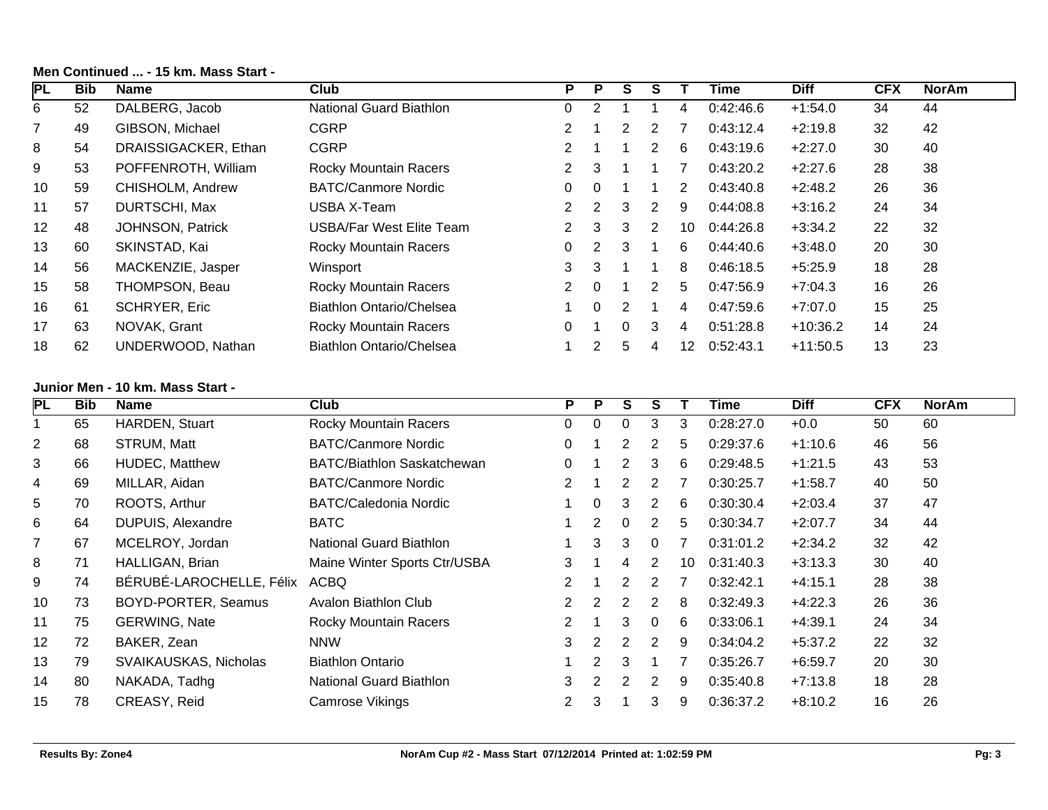**Men Continued ... - 15 km. Mass Start -**

| PL | Bib | Name | Club | P | P | S | S | T | Time | Diff | CFX | NorAm |
|---|---|---|---|---|---|---|---|---|---|---|---|---|
| 6 | 52 | DALBERG, Jacob | National Guard Biathlon | 0 | 2 | 1 | 1 | 4 | 0:42:46.6 | +1:54.0 | 34 | 44 |
| 7 | 49 | GIBSON, Michael | CGRP | 2 | 1 | 2 | 2 | 7 | 0:43:12.4 | +2:19.8 | 32 | 42 |
| 8 | 54 | DRAISSIGACKER, Ethan | CGRP | 2 | 1 | 1 | 2 | 6 | 0:43:19.6 | +2:27.0 | 30 | 40 |
| 9 | 53 | POFFENROTH, William | Rocky Mountain Racers | 2 | 3 | 1 | 1 | 7 | 0:43:20.2 | +2:27.6 | 28 | 38 |
| 10 | 59 | CHISHOLM, Andrew | BATC/Canmore Nordic | 0 | 0 | 1 | 1 | 2 | 0:43:40.8 | +2:48.2 | 26 | 36 |
| 11 | 57 | DURTSCHI, Max | USBA X-Team | 2 | 2 | 3 | 2 | 9 | 0:44:08.8 | +3:16.2 | 24 | 34 |
| 12 | 48 | JOHNSON, Patrick | USBA/Far West Elite Team | 2 | 3 | 3 | 2 | 10 | 0:44:26.8 | +3:34.2 | 22 | 32 |
| 13 | 60 | SKINSTAD, Kai | Rocky Mountain Racers | 0 | 2 | 3 | 1 | 6 | 0:44:40.6 | +3:48.0 | 20 | 30 |
| 14 | 56 | MACKENZIE, Jasper | Winsport | 3 | 3 | 1 | 1 | 8 | 0:46:18.5 | +5:25.9 | 18 | 28 |
| 15 | 58 | THOMPSON, Beau | Rocky Mountain Racers | 2 | 0 | 1 | 2 | 5 | 0:47:56.9 | +7:04.3 | 16 | 26 |
| 16 | 61 | SCHRYER, Eric | Biathlon Ontario/Chelsea | 1 | 0 | 2 | 1 | 4 | 0:47:59.6 | +7:07.0 | 15 | 25 |
| 17 | 63 | NOVAK, Grant | Rocky Mountain Racers | 0 | 1 | 0 | 3 | 4 | 0:51:28.8 | +10:36.2 | 14 | 24 |
| 18 | 62 | UNDERWOOD, Nathan | Biathlon Ontario/Chelsea | 1 | 2 | 5 | 4 | 12 | 0:52:43.1 | +11:50.5 | 13 | 23 |

**Junior Men - 10 km. Mass Start -**

| PL | Bib | Name | Club | P | P | S | S | T | Time | Diff | CFX | NorAm |
|---|---|---|---|---|---|---|---|---|---|---|---|---|
| 1 | 65 | HARDEN, Stuart | Rocky Mountain Racers | 0 | 0 | 0 | 3 | 3 | 0:28:27.0 | +0.0 | 50 | 60 |
| 2 | 68 | STRUM, Matt | BATC/Canmore Nordic | 0 | 1 | 2 | 2 | 5 | 0:29:37.6 | +1:10.6 | 46 | 56 |
| 3 | 66 | HUDEC, Matthew | BATC/Biathlon Saskatchewan | 0 | 1 | 2 | 3 | 6 | 0:29:48.5 | +1:21.5 | 43 | 53 |
| 4 | 69 | MILLAR, Aidan | BATC/Canmore Nordic | 2 | 1 | 2 | 2 | 7 | 0:30:25.7 | +1:58.7 | 40 | 50 |
| 5 | 70 | ROOTS, Arthur | BATC/Caledonia Nordic | 1 | 0 | 3 | 2 | 6 | 0:30:30.4 | +2:03.4 | 37 | 47 |
| 6 | 64 | DUPUIS, Alexandre | BATC | 1 | 2 | 0 | 2 | 5 | 0:30:34.7 | +2:07.7 | 34 | 44 |
| 7 | 67 | MCELROY, Jordan | National Guard Biathlon | 1 | 3 | 3 | 0 | 7 | 0:31:01.2 | +2:34.2 | 32 | 42 |
| 8 | 71 | HALLIGAN, Brian | Maine Winter Sports Ctr/USBA | 3 | 1 | 4 | 2 | 10 | 0:31:40.3 | +3:13.3 | 30 | 40 |
| 9 | 74 | BÉRUBÉ-LAROCHELLE, Félix | ACBQ | 2 | 1 | 2 | 2 | 7 | 0:32:42.1 | +4:15.1 | 28 | 38 |
| 10 | 73 | BOYD-PORTER, Seamus | Avalon Biathlon Club | 2 | 2 | 2 | 2 | 8 | 0:32:49.3 | +4:22.3 | 26 | 36 |
| 11 | 75 | GERWING, Nate | Rocky Mountain Racers | 2 | 1 | 3 | 0 | 6 | 0:33:06.1 | +4:39.1 | 24 | 34 |
| 12 | 72 | BAKER, Zean | NNW | 3 | 2 | 2 | 2 | 9 | 0:34:04.2 | +5:37.2 | 22 | 32 |
| 13 | 79 | SVAIKAUSKAS, Nicholas | Biathlon Ontario | 1 | 2 | 3 | 1 | 7 | 0:35:26.7 | +6:59.7 | 20 | 30 |
| 14 | 80 | NAKADA, Tadhg | National Guard Biathlon | 3 | 2 | 2 | 2 | 9 | 0:35:40.8 | +7:13.8 | 18 | 28 |
| 15 | 78 | CREASY, Reid | Camrose Vikings | 2 | 3 | 1 | 3 | 9 | 0:36:37.2 | +8:10.2 | 16 | 26 |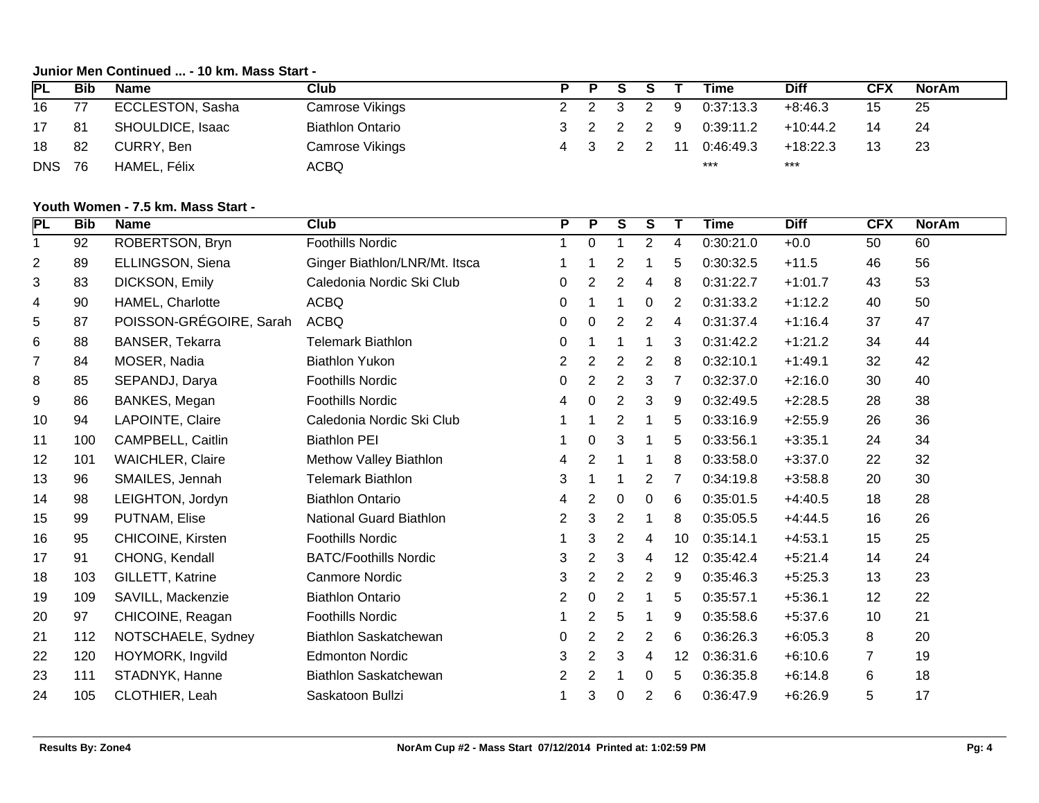**Junior Men Continued ... - 10 km. Mass Start -**

| PL | Bib | Name | Club | P | P | S | S | T | Time | Diff | CFX | NorAm |
|---|---|---|---|---|---|---|---|---|---|---|---|---|
| 16 | 77 | ECCLESTON, Sasha | Camrose Vikings | 2 | 2 | 3 | 2 | 9 | 0:37:13.3 | +8:46.3 | 15 | 25 |
| 17 | 81 | SHOULDICE, Isaac | Biathlon Ontario | 3 | 2 | 2 | 2 | 9 | 0:39:11.2 | +10:44.2 | 14 | 24 |
| 18 | 82 | CURRY, Ben | Camrose Vikings | 4 | 3 | 2 | 2 | 11 | 0:46:49.3 | +18:22.3 | 13 | 23 |
| DNS | 76 | HAMEL, Félix | ACBQ | | | | | | *** | *** | | |

**Youth Women - 7.5 km. Mass Start -**

| PL | Bib | Name | Club | P | P | S | S | T | Time | Diff | CFX | NorAm |
|---|---|---|---|---|---|---|---|---|---|---|---|---|
| 1 | 92 | ROBERTSON, Bryn | Foothills Nordic | 1 | 0 | 1 | 2 | 4 | 0:30:21.0 | +0.0 | 50 | 60 |
| 2 | 89 | ELLINGSON, Siena | Ginger Biathlon/LNR/Mt. Itsca | 1 | 1 | 2 | 1 | 5 | 0:30:32.5 | +11.5 | 46 | 56 |
| 3 | 83 | DICKSON, Emily | Caledonia Nordic Ski Club | 0 | 2 | 2 | 4 | 8 | 0:31:22.7 | +1:01.7 | 43 | 53 |
| 4 | 90 | HAMEL, Charlotte | ACBQ | 0 | 1 | 1 | 0 | 2 | 0:31:33.2 | +1:12.2 | 40 | 50 |
| 5 | 87 | POISSON-GRÉGOIRE, Sarah | ACBQ | 0 | 0 | 2 | 2 | 4 | 0:31:37.4 | +1:16.4 | 37 | 47 |
| 6 | 88 | BANSER, Tekarra | Telemark Biathlon | 0 | 1 | 1 | 1 | 3 | 0:31:42.2 | +1:21.2 | 34 | 44 |
| 7 | 84 | MOSER, Nadia | Biathlon Yukon | 2 | 2 | 2 | 2 | 8 | 0:32:10.1 | +1:49.1 | 32 | 42 |
| 8 | 85 | SEPANDJ, Darya | Foothills Nordic | 0 | 2 | 2 | 3 | 7 | 0:32:37.0 | +2:16.0 | 30 | 40 |
| 9 | 86 | BANKES, Megan | Foothills Nordic | 4 | 0 | 2 | 3 | 9 | 0:32:49.5 | +2:28.5 | 28 | 38 |
| 10 | 94 | LAPOINTE, Claire | Caledonia Nordic Ski Club | 1 | 1 | 2 | 1 | 5 | 0:33:16.9 | +2:55.9 | 26 | 36 |
| 11 | 100 | CAMPBELL, Caitlin | Biathlon PEI | 1 | 0 | 3 | 1 | 5 | 0:33:56.1 | +3:35.1 | 24 | 34 |
| 12 | 101 | WAICHLER, Claire | Methow Valley Biathlon | 4 | 2 | 1 | 1 | 8 | 0:33:58.0 | +3:37.0 | 22 | 32 |
| 13 | 96 | SMAILES, Jennah | Telemark Biathlon | 3 | 1 | 1 | 2 | 7 | 0:34:19.8 | +3:58.8 | 20 | 30 |
| 14 | 98 | LEIGHTON, Jordyn | Biathlon Ontario | 4 | 2 | 0 | 0 | 6 | 0:35:01.5 | +4:40.5 | 18 | 28 |
| 15 | 99 | PUTNAM, Elise | National Guard Biathlon | 2 | 3 | 2 | 1 | 8 | 0:35:05.5 | +4:44.5 | 16 | 26 |
| 16 | 95 | CHICOINE, Kirsten | Foothills Nordic | 1 | 3 | 2 | 4 | 10 | 0:35:14.1 | +4:53.1 | 15 | 25 |
| 17 | 91 | CHONG, Kendall | BATC/Foothills Nordic | 3 | 2 | 3 | 4 | 12 | 0:35:42.4 | +5:21.4 | 14 | 24 |
| 18 | 103 | GILLETT, Katrine | Canmore Nordic | 3 | 2 | 2 | 2 | 9 | 0:35:46.3 | +5:25.3 | 13 | 23 |
| 19 | 109 | SAVILL, Mackenzie | Biathlon Ontario | 2 | 0 | 2 | 1 | 5 | 0:35:57.1 | +5:36.1 | 12 | 22 |
| 20 | 97 | CHICOINE, Reagan | Foothills Nordic | 1 | 2 | 5 | 1 | 9 | 0:35:58.6 | +5:37.6 | 10 | 21 |
| 21 | 112 | NOTSCHAELE, Sydney | Biathlon Saskatchewan | 0 | 2 | 2 | 2 | 6 | 0:36:26.3 | +6:05.3 | 8 | 20 |
| 22 | 120 | HOYMORK, Ingvild | Edmonton Nordic | 3 | 2 | 3 | 4 | 12 | 0:36:31.6 | +6:10.6 | 7 | 19 |
| 23 | 111 | STADNYK, Hanne | Biathlon Saskatchewan | 2 | 2 | 1 | 0 | 5 | 0:36:35.8 | +6:14.8 | 6 | 18 |
| 24 | 105 | CLOTHIER, Leah | Saskatoon Bullzi | 1 | 3 | 0 | 2 | 6 | 0:36:47.9 | +6:26.9 | 5 | 17 |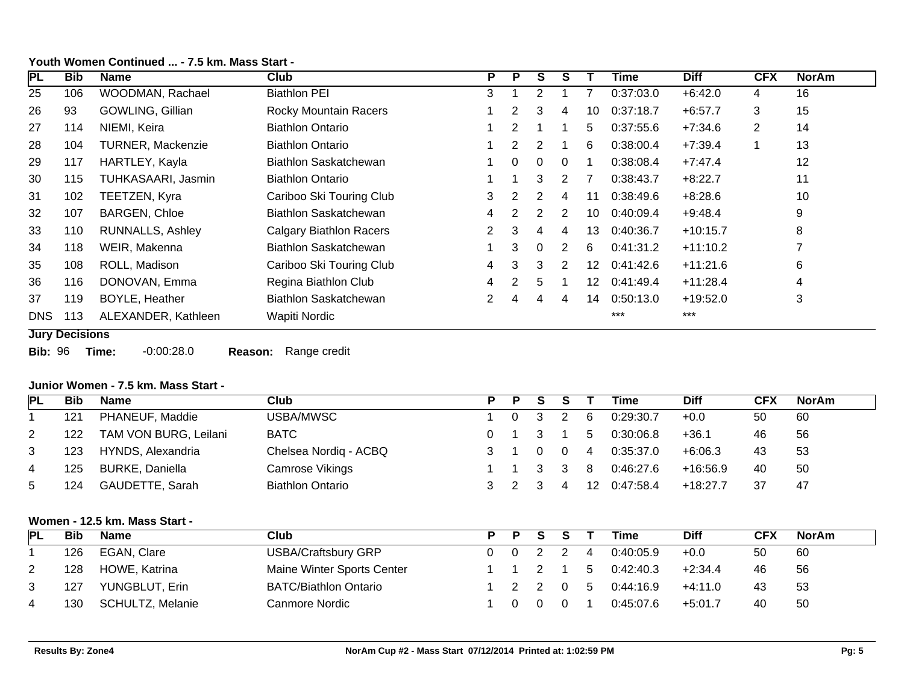**Youth Women Continued ... - 7.5 km. Mass Start -**

| PL | Bib | Name | Club | P | P | S | S | T | Time | Diff | CFX | NorAm |
|---|---|---|---|---|---|---|---|---|---|---|---|---|
| 25 | 106 | WOODMAN, Rachael | Biathlon PEI | 3 | 1 | 2 | 1 | 7 | 0:37:03.0 | +6:42.0 | 4 | 16 |
| 26 | 93 | GOWLING, Gillian | Rocky Mountain Racers | 1 | 2 | 3 | 4 | 10 | 0:37:18.7 | +6:57.7 | 3 | 15 |
| 27 | 114 | NIEMI, Keira | Biathlon Ontario | 1 | 2 | 1 | 1 | 5 | 0:37:55.6 | +7:34.6 | 2 | 14 |
| 28 | 104 | TURNER, Mackenzie | Biathlon Ontario | 1 | 2 | 2 | 1 | 6 | 0:38:00.4 | +7:39.4 | 1 | 13 |
| 29 | 117 | HARTLEY, Kayla | Biathlon Saskatchewan | 1 | 0 | 0 | 0 | 1 | 0:38:08.4 | +7:47.4 | | 12 |
| 30 | 115 | TUHKASAARI, Jasmin | Biathlon Ontario | 1 | 1 | 3 | 2 | 7 | 0:38:43.7 | +8:22.7 | | 11 |
| 31 | 102 | TEETZEN, Kyra | Cariboo Ski Touring Club | 3 | 2 | 2 | 4 | 11 | 0:38:49.6 | +8:28.6 | | 10 |
| 32 | 107 | BARGEN, Chloe | Biathlon Saskatchewan | 4 | 2 | 2 | 2 | 10 | 0:40:09.4 | +9:48.4 | | 9 |
| 33 | 110 | RUNNALLS, Ashley | Calgary Biathlon Racers | 2 | 3 | 4 | 4 | 13 | 0:40:36.7 | +10:15.7 | | 8 |
| 34 | 118 | WEIR, Makenna | Biathlon Saskatchewan | 1 | 3 | 0 | 2 | 6 | 0:41:31.2 | +11:10.2 | | 7 |
| 35 | 108 | ROLL, Madison | Cariboo Ski Touring Club | 4 | 3 | 3 | 2 | 12 | 0:41:42.6 | +11:21.6 | | 6 |
| 36 | 116 | DONOVAN, Emma | Regina Biathlon Club | 4 | 2 | 5 | 1 | 12 | 0:41:49.4 | +11:28.4 | | 4 |
| 37 | 119 | BOYLE, Heather | Biathlon Saskatchewan | 2 | 4 | 4 | 4 | 14 | 0:50:13.0 | +19:52.0 | | 3 |
| DNS | 113 | ALEXANDER, Kathleen | Wapiti Nordic | | | | | | *** | *** | | |

**Jury Decisions**

**Bib:** 96 **Time:** -0:00:28.0 **Reason:** Range credit

**Junior Women - 7.5 km. Mass Start -**

| PL | Bib | Name | Club | P | P | S | S | T | Time | Diff | CFX | NorAm |
|---|---|---|---|---|---|---|---|---|---|---|---|---|
| 1 | 121 | PHANEUF, Maddie | USBA/MWSC | 1 | 0 | 3 | 2 | 6 | 0:29:30.7 | +0.0 | 50 | 60 |
| 2 | 122 | TAM VON BURG, Leilani | BATC | 0 | 1 | 3 | 1 | 5 | 0:30:06.8 | +36.1 | 46 | 56 |
| 3 | 123 | HYNDS, Alexandria | Chelsea Nordiq - ACBQ | 3 | 1 | 0 | 0 | 4 | 0:35:37.0 | +6:06.3 | 43 | 53 |
| 4 | 125 | BURKE, Daniella | Camrose Vikings | 1 | 1 | 3 | 3 | 8 | 0:46:27.6 | +16:56.9 | 40 | 50 |
| 5 | 124 | GAUDETTE, Sarah | Biathlon Ontario | 3 | 2 | 3 | 4 | 12 | 0:47:58.4 | +18:27.7 | 37 | 47 |

**Women - 12.5 km. Mass Start -**

| PL | Bib | Name | Club | P | P | S | S | T | Time | Diff | CFX | NorAm |
|---|---|---|---|---|---|---|---|---|---|---|---|---|
| 1 | 126 | EGAN, Clare | USBA/Craftsbury GRP | 0 | 0 | 2 | 2 | 4 | 0:40:05.9 | +0.0 | 50 | 60 |
| 2 | 128 | HOWE, Katrina | Maine Winter Sports Center | 1 | 1 | 2 | 1 | 5 | 0:42:40.3 | +2:34.4 | 46 | 56 |
| 3 | 127 | YUNGBLUT, Erin | BATC/Biathlon Ontario | 1 | 2 | 2 | 0 | 5 | 0:44:16.9 | +4:11.0 | 43 | 53 |
| 4 | 130 | SCHULTZ, Melanie | Canmore Nordic | 1 | 0 | 0 | 0 | 1 | 0:45:07.6 | +5:01.7 | 40 | 50 |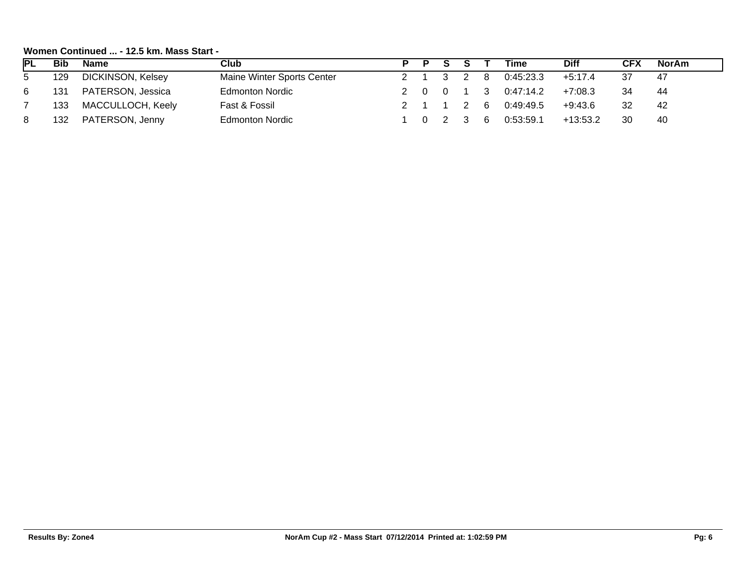**Women Continued ... - 12.5 km. Mass Start -**

| PL | Bib | Name | Club | P | P | S | S | T | Time | Diff | CFX | NorAm |
|---|---|---|---|---|---|---|---|---|---|---|---|---|
| 5 | 129 | DICKINSON, Kelsey | Maine Winter Sports Center | 2 | 1 | 3 | 2 | 8 | 0:45:23.3 | +5:17.4 | 37 | 47 |
| 6 | 131 | PATERSON, Jessica | Edmonton Nordic | 2 | 0 | 0 | 1 | 3 | 0:47:14.2 | +7:08.3 | 34 | 44 |
| 7 | 133 | MACCULLOCH, Keely | Fast & Fossil | 2 | 1 | 1 | 2 | 6 | 0:49:49.5 | +9:43.6 | 32 | 42 |
| 8 | 132 | PATERSON, Jenny | Edmonton Nordic | 1 | 0 | 2 | 3 | 6 | 0:53:59.1 | +13:53.2 | 30 | 40 |